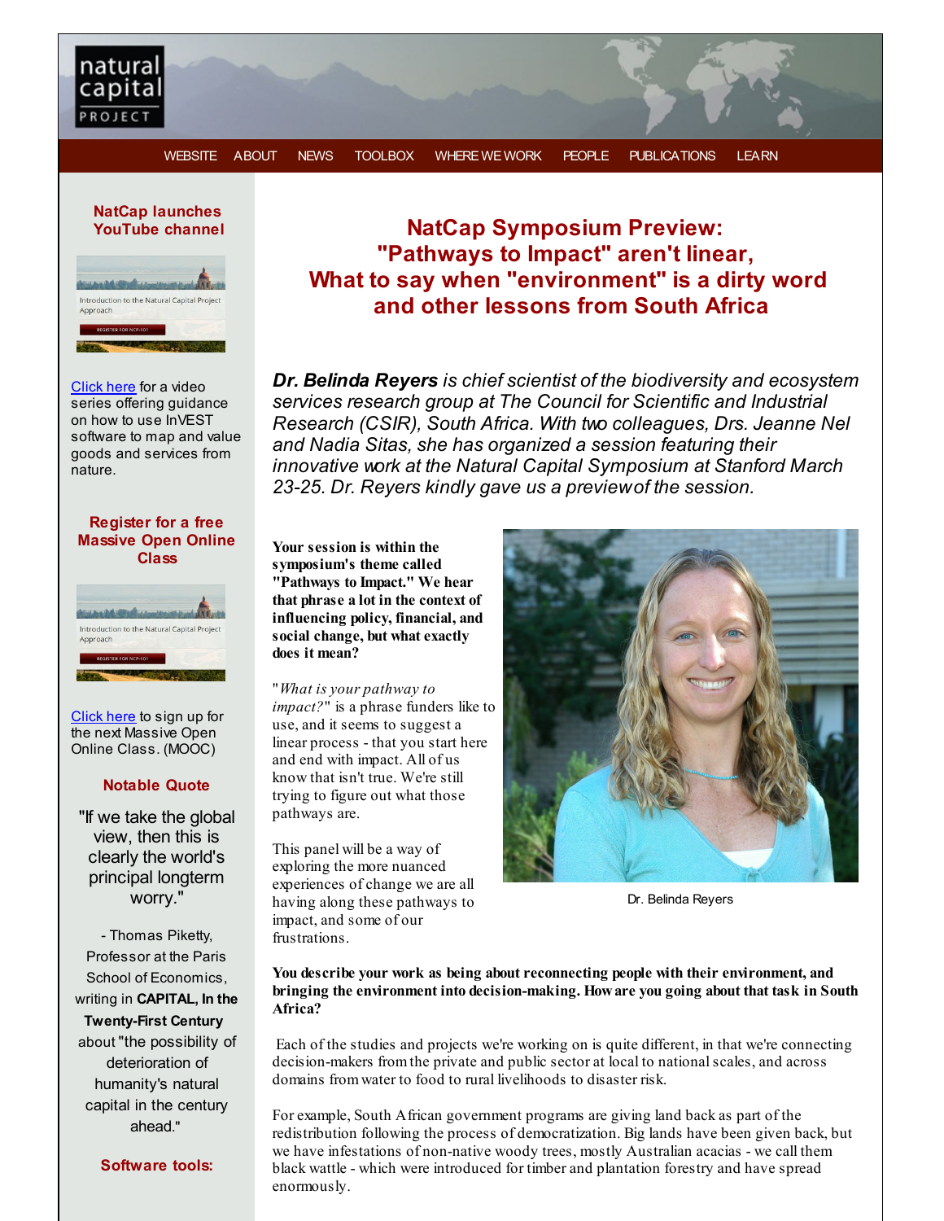natural capital PROJECT

WEBSITE ABOUT NEWS TOOLBOX WHERE WE WORK PEOPLE PUBLICATIONS LEARN

# NatCap Symposium Preview: "Pathways to Impact" aren't linear, What to say when "environment" is a dirty word and other lessons from South Africa

***Dr. Belinda Reyers** is chief scientist of the biodiversity and ecosystem services research group at The Council for Scientific and Industrial Research (CSIR), South Africa. With two colleagues, Drs. Jeanne Nel and Nadia Sitas, she has organized a session featuring their innovative work at the Natural Capital Symposium at Stanford March 23-25. Dr. Reyers kindly gave us a preview of the session.*

**Your session is within the symposium's theme called "Pathways to Impact." We hear that phrase a lot in the context of influencing policy, financial, and social change, but what exactly does it mean?**

"*What is your pathway to impact?*" is a phrase funders like to use, and it seems to suggest a linear process - that you start here and end with impact. All of us know that isn't true. We're still trying to figure out what those pathways are.

This panel will be a way of exploring the more nuanced experiences of change we are all having along these pathways to impact, and some of our frustrations.

Dr. Belinda Reyers

**You describe your work as being about reconnecting people with their environment, and bringing the environment into decision-making. How are you going about that task in South Africa?**

Each of the studies and projects we're working on is quite different, in that we're connecting decision-makers from the private and public sector at local to national scales, and across domains from water to food to rural livelihoods to disaster risk.

For example, South African government programs are giving land back as part of the redistribution following the process of democratization. Big lands have been given back, but we have infestations of non-native woody trees, mostly Australian acacias - we call them black wattle - which were introduced for timber and plantation forestry and have spread enormously.

### NatCap launches YouTube channel

Click here for a video series offering guidance on how to use InVEST software to map and value goods and services from nature.

### Register for a free Massive Open Online Class

Click here to sign up for the next Massive Open Online Class. (MOOC)

### Notable Quote

"If we take the global view, then this is clearly the world's principal longterm worry."

- Thomas Piketty, Professor at the Paris School of Economics, writing in **CAPITAL, In the Twenty-First Century** about "the possibility of deterioration of humanity's natural capital in the century ahead."

### Software tools: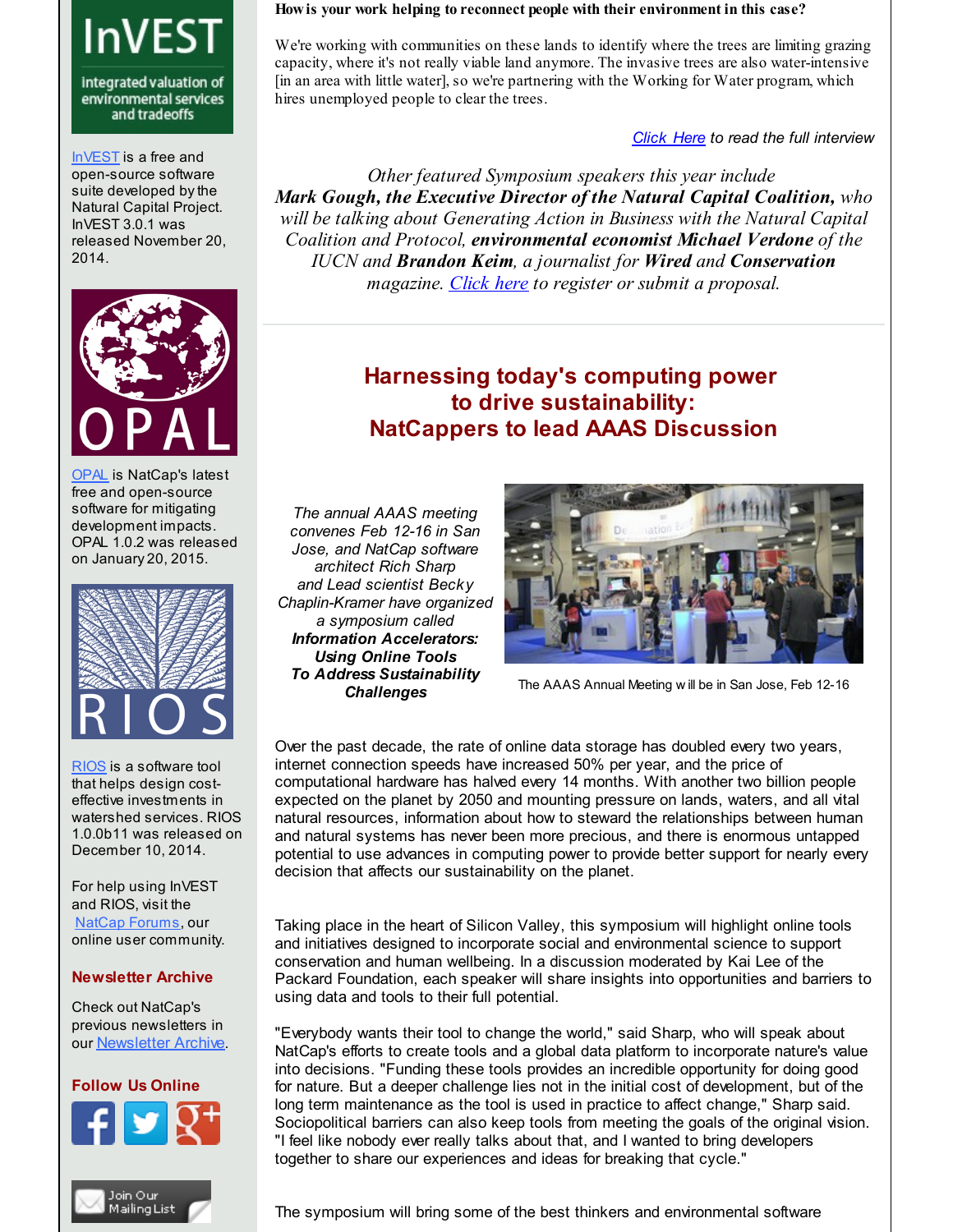**How is your work helping to reconnect people with their environment in this case?**

We're working with communities on these lands to identify where the trees are limiting grazing capacity, where it's not really viable land anymore. The invasive trees are also water-intensive [in an area with little water], so we're partnering with the Working for Water program, which hires unemployed people to clear the trees.

*Click Here to read the full interview*

*Other featured Symposium speakers this year include* ***Mark Gough, the Executive Director of the Natural Capital Coalition,*** *who will be talking about Generating Action in Business with the Natural Capital Coalition and Protocol,* ***environmental economist Michael Verdone*** *of the IUCN and* ***Brandon Keim****, a journalist for* ***Wired*** *and* ***Conservation*** *magazine. Click here to register or submit a proposal.*

## Harnessing today's computing power to drive sustainability: NatCappers to lead AAAS Discussion

*The annual AAAS meeting convenes Feb 12-16 in San Jose, and NatCap software architect Rich Sharp and Lead scientist Becky Chaplin-Kramer have organized a symposium called* ***Information Accelerators: Using Online Tools To Address Sustainability Challenges***

The AAAS Annual Meeting will be in San Jose, Feb 12-16

Over the past decade, the rate of online data storage has doubled every two years, internet connection speeds have increased 50% per year, and the price of computational hardware has halved every 14 months. With another two billion people expected on the planet by 2050 and mounting pressure on lands, waters, and all vital natural resources, information about how to steward the relationships between human and natural systems has never been more precious, and there is enormous untapped potential to use advances in computing power to provide better support for nearly every decision that affects our sustainability on the planet.

Taking place in the heart of Silicon Valley, this symposium will highlight online tools and initiatives designed to incorporate social and environmental science to support conservation and human wellbeing. In a discussion moderated by Kai Lee of the Packard Foundation, each speaker will share insights into opportunities and barriers to using data and tools to their full potential.

"Everybody wants their tool to change the world," said Sharp, who will speak about NatCap's efforts to create tools and a global data platform to incorporate nature's value into decisions. "Funding these tools provides an incredible opportunity for doing good for nature. But a deeper challenge lies not in the initial cost of development, but of the long term maintenance as the tool is used in practice to affect change," Sharp said. Sociopolitical barriers can also keep tools from meeting the goals of the original vision. "I feel like nobody ever really talks about that, and I wanted to bring developers together to share our experiences and ideas for breaking that cycle."

The symposium will bring some of the best thinkers and environmental software

---

InVEST is a free and open-source software suite developed by the Natural Capital Project. InVEST 3.0.1 was released November 20, 2014.

OPAL is NatCap's latest free and open-source software for mitigating development impacts. OPAL 1.0.2 was released on January 20, 2015.

RIOS is a software tool that helps design cost-effective investments in watershed services. RIOS 1.0.0b11 was released on December 10, 2014.

For help using InVEST and RIOS, visit the NatCap Forums, our online user community.

### Newsletter Archive

Check out NatCap's previous newsletters in our Newsletter Archive.

### Follow Us Online

Join Our Mailing List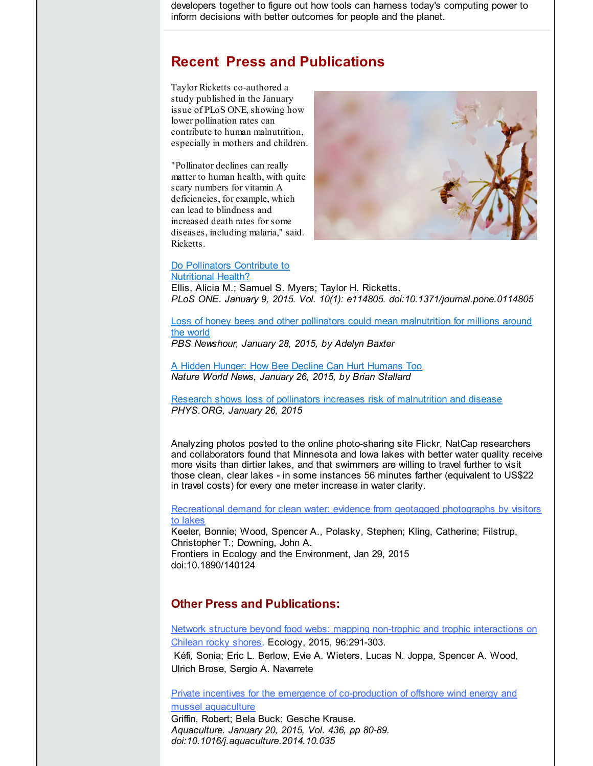developers together to figure out how tools can harness today's computing power to inform decisions with better outcomes for people and the planet.

## Recent Press and Publications

Taylor Ricketts co-authored a study published in the January issue of PLoS ONE, showing how lower pollination rates can contribute to human malnutrition, especially in mothers and children.

"Pollinator declines can really matter to human health, with quite scary numbers for vitamin A deficiencies, for example, which can lead to blindness and increased death rates for some diseases, including malaria," said Ricketts.

Do Pollinators Contribute to Nutritional Health?
Ellis, Alicia M.; Samuel S. Myers; Taylor H. Ricketts.
*PLoS ONE. January 9, 2015. Vol. 10(1): e114805. doi:10.1371/journal.pone.0114805*

Loss of honey bees and other pollinators could mean malnutrition for millions around the world
*PBS Newshour, January 28, 2015, by Adelyn Baxter*

A Hidden Hunger: How Bee Decline Can Hurt Humans Too
*Nature World News, January 26, 2015, by Brian Stallard*

Research shows loss of pollinators increases risk of malnutrition and disease
*PHYS.ORG, January 26, 2015*

Analyzing photos posted to the online photo-sharing site Flickr, NatCap researchers and collaborators found that Minnesota and Iowa lakes with better water quality receive more visits than dirtier lakes, and that swimmers are willing to travel further to visit those clean, clear lakes - in some instances 56 minutes farther (equivalent to US$22 in travel costs) for every one meter increase in water clarity.

Recreational demand for clean water: evidence from geotagged photographs by visitors to lakes
Keeler, Bonnie; Wood, Spencer A., Polasky, Stephen; Kling, Catherine; Filstrup, Christopher T.; Downing, John A.
Frontiers in Ecology and the Environment, Jan 29, 2015
doi:10.1890/140124

## Other Press and Publications:

Network structure beyond food webs: mapping non-trophic and trophic interactions on Chilean rocky shores. Ecology, 2015, 96:291-303.
Kéfi, Sonia; Eric L. Berlow, Evie A. Wieters, Lucas N. Joppa, Spencer A. Wood, Ulrich Brose, Sergio A. Navarrete

Private incentives for the emergence of co-production of offshore wind energy and mussel aquaculture
Griffin, Robert; Bela Buck; Gesche Krause.
*Aquaculture. January 20, 2015, Vol. 436, pp 80-89.*
*doi:10.1016/j.aquaculture.2014.10.035*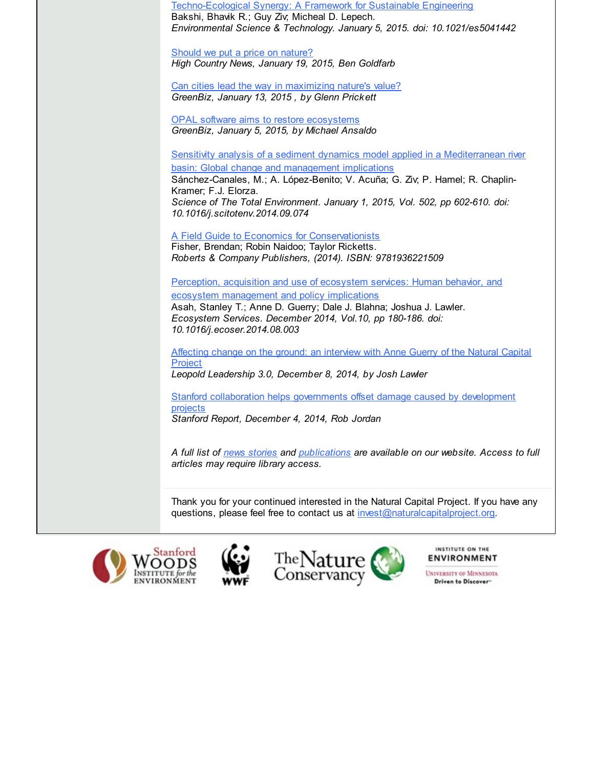[Techno-Ecological Synergy: A Framework for Sustainable Engineering](#)
Bakshi, Bhavik R.; Guy Ziv; Micheal D. Lepech.
*Environmental Science & Technology. January 5, 2015. doi: 10.1021/es5041442*

[Should we put a price on nature?](#)
*High Country News, January 19, 2015, Ben Goldfarb*

[Can cities lead the way in maximizing nature's value?](#)
*GreenBiz, January 13, 2015 , by Glenn Prickett*

[OPAL software aims to restore ecosystems](#)
*GreenBiz, January 5, 2015, by Michael Ansaldo*

[Sensitivity analysis of a sediment dynamics model applied in a Mediterranean river basin: Global change and management implications](#)
Sánchez-Canales, M.; A. López-Benito; V. Acuña; G. Ziv; P. Hamel; R. Chaplin-Kramer; F.J. Elorza.
*Science of The Total Environment. January 1, 2015, Vol. 502, pp 602-610. doi: 10.1016/j.scitotenv.2014.09.074*

[A Field Guide to Economics for Conservationists](#)
Fisher, Brendan; Robin Naidoo; Taylor Ricketts.
*Roberts & Company Publishers, (2014). ISBN: 9781936221509*

[Perception, acquisition and use of ecosystem services: Human behavior, and ecosystem management and policy implications](#)
Asah, Stanley T.; Anne D. Guerry; Dale J. Blahna; Joshua J. Lawler.
*Ecosystem Services. December 2014, Vol.10, pp 180-186. doi: 10.1016/j.ecoser.2014.08.003*

[Affecting change on the ground: an interview with Anne Guerry of the Natural Capital Project](#)
*Leopold Leadership 3.0, December 8, 2014, by Josh Lawler*

[Stanford collaboration helps governments offset damage caused by development projects](#)
*Stanford Report, December 4, 2014, Rob Jordan*

*A full list of [news stories](#) and [publications](#) are available on our website. Access to full articles may require library access.*

Thank you for your continued interested in the Natural Capital Project. If you have any questions, please feel free to contact us at invest@naturalcapitalproject.org.

Stanford Woods Institute for the Environment | WWF | The Nature Conservancy | Institute on the Environment, University of Minnesota, Driven to Discover